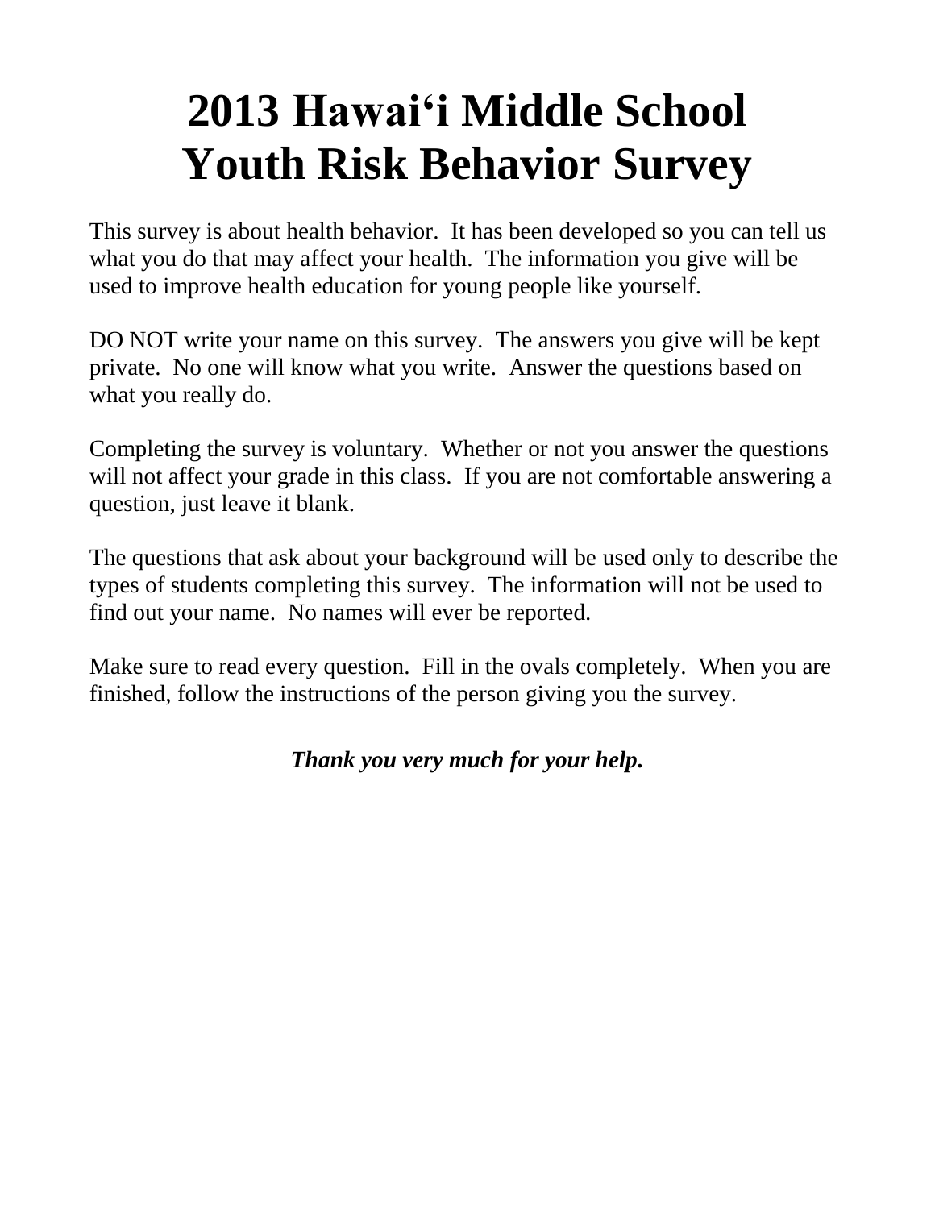# 2013 Hawai'i Middle School Youth Risk Behavior Survey

This survey is about health behavior. It has been developed so you can tell us what you do that may affect your health. The information you give will be used to improve health education for young people like yourself.

DO NOT write your name on this survey. The answers you give will be kept private. No one will know what you write. Answer the questions based on what you really do.

Completing the survey is voluntary. Whether or not you answer the questions will not affect your grade in this class. If you are not comfortable answering a question, just leave it blank.

The questions that ask about your background will be used only to describe the types of students completing this survey. The information will not be used to find out your name. No names will ever be reported.

Make sure to read every question. Fill in the ovals completely. When you are finished, follow the instructions of the person giving you the survey.

***Thank you very much for your help.***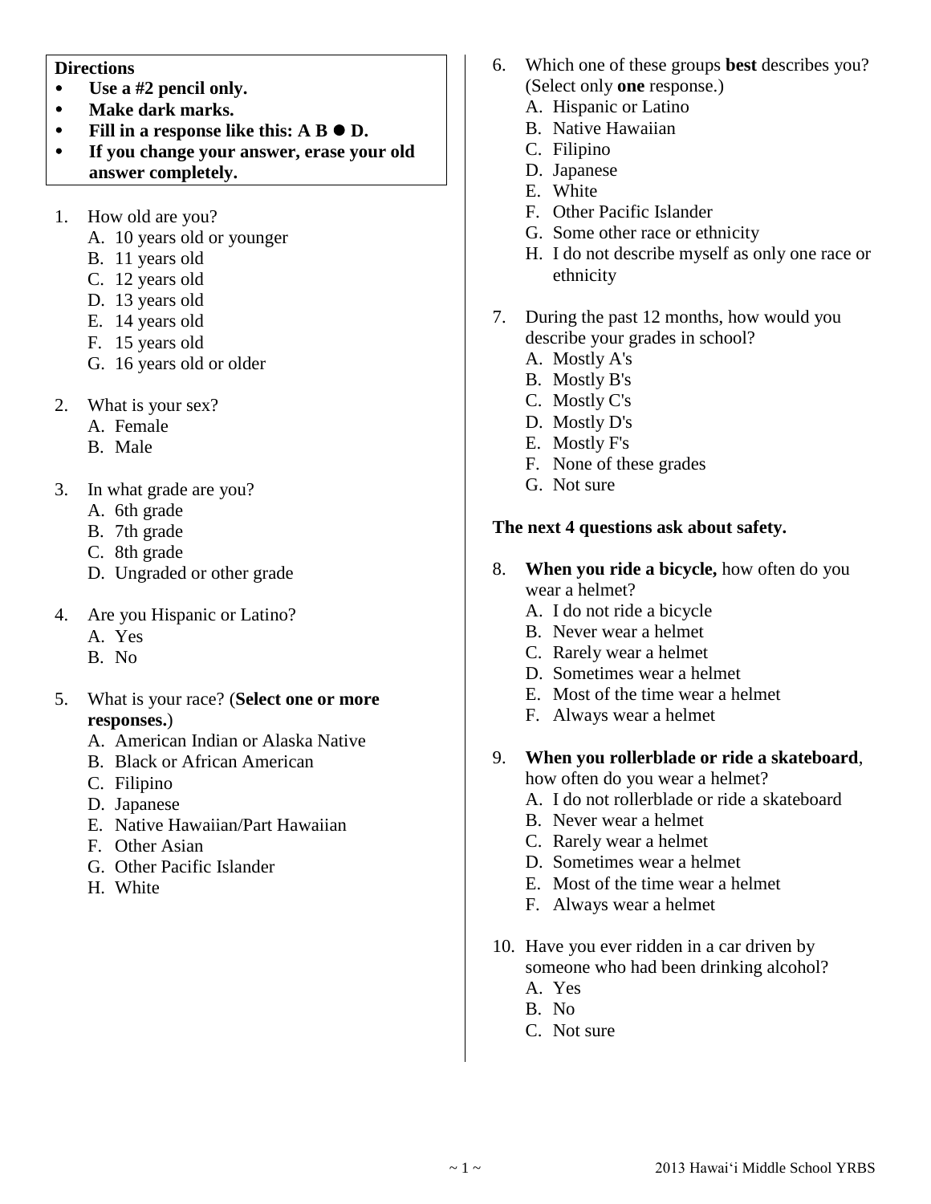**Directions**

- **Use a #2 pencil only.**
- **Make dark marks.**
- **Fill in a response like this: A B ● D.**
- **If you change your answer, erase your old answer completely.**

1. How old are you?
   A. 10 years old or younger
   B. 11 years old
   C. 12 years old
   D. 13 years old
   E. 14 years old
   F. 15 years old
   G. 16 years old or older

2. What is your sex?
   A. Female
   B. Male

3. In what grade are you?
   A. 6th grade
   B. 7th grade
   C. 8th grade
   D. Ungraded or other grade

4. Are you Hispanic or Latino?
   A. Yes
   B. No

5. What is your race? (**Select one or more responses.**)
   A. American Indian or Alaska Native
   B. Black or African American
   C. Filipino
   D. Japanese
   E. Native Hawaiian/Part Hawaiian
   F. Other Asian
   G. Other Pacific Islander
   H. White

6. Which one of these groups **best** describes you? (Select only **one** response.)
   A. Hispanic or Latino
   B. Native Hawaiian
   C. Filipino
   D. Japanese
   E. White
   F. Other Pacific Islander
   G. Some other race or ethnicity
   H. I do not describe myself as only one race or ethnicity

7. During the past 12 months, how would you describe your grades in school?
   A. Mostly A's
   B. Mostly B's
   C. Mostly C's
   D. Mostly D's
   E. Mostly F's
   F. None of these grades
   G. Not sure

**The next 4 questions ask about safety.**

8. **When you ride a bicycle,** how often do you wear a helmet?
   A. I do not ride a bicycle
   B. Never wear a helmet
   C. Rarely wear a helmet
   D. Sometimes wear a helmet
   E. Most of the time wear a helmet
   F. Always wear a helmet

9. **When you rollerblade or ride a skateboard**, how often do you wear a helmet?
   A. I do not rollerblade or ride a skateboard
   B. Never wear a helmet
   C. Rarely wear a helmet
   D. Sometimes wear a helmet
   E. Most of the time wear a helmet
   F. Always wear a helmet

10. Have you ever ridden in a car driven by someone who had been drinking alcohol?
    A. Yes
    B. No
    C. Not sure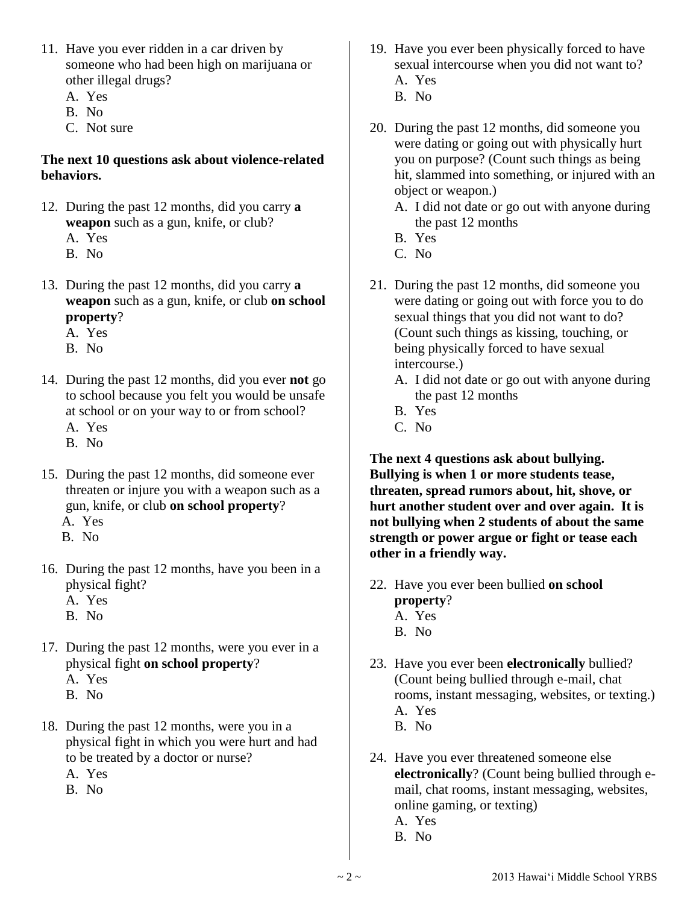11. Have you ever ridden in a car driven by someone who had been high on marijuana or other illegal drugs?
    A. Yes
    B. No
    C. Not sure

**The next 10 questions ask about violence-related behaviors.**

12. During the past 12 months, did you carry **a weapon** such as a gun, knife, or club?
    A. Yes
    B. No

13. During the past 12 months, did you carry **a weapon** such as a gun, knife, or club **on school property**?
    A. Yes
    B. No

14. During the past 12 months, did you ever **not** go to school because you felt you would be unsafe at school or on your way to or from school?
    A. Yes
    B. No

15. During the past 12 months, did someone ever threaten or injure you with a weapon such as a gun, knife, or club **on school property**?
    A. Yes
    B. No

16. During the past 12 months, have you been in a physical fight?
    A. Yes
    B. No

17. During the past 12 months, were you ever in a physical fight **on school property**?
    A. Yes
    B. No

18. During the past 12 months, were you in a physical fight in which you were hurt and had to be treated by a doctor or nurse?
    A. Yes
    B. No

19. Have you ever been physically forced to have sexual intercourse when you did not want to?
    A. Yes
    B. No

20. During the past 12 months, did someone you were dating or going out with physically hurt you on purpose? (Count such things as being hit, slammed into something, or injured with an object or weapon.)
    A. I did not date or go out with anyone during the past 12 months
    B. Yes
    C. No

21. During the past 12 months, did someone you were dating or going out with force you to do sexual things that you did not want to do? (Count such things as kissing, touching, or being physically forced to have sexual intercourse.)
    A. I did not date or go out with anyone during the past 12 months
    B. Yes
    C. No

**The next 4 questions ask about bullying. Bullying is when 1 or more students tease, threaten, spread rumors about, hit, shove, or hurt another student over and over again. It is not bullying when 2 students of about the same strength or power argue or fight or tease each other in a friendly way.**

22. Have you ever been bullied **on school property**?
    A. Yes
    B. No

23. Have you ever been **electronically** bullied? (Count being bullied through e-mail, chat rooms, instant messaging, websites, or texting.)
    A. Yes
    B. No

24. Have you ever threatened someone else **electronically**? (Count being bullied through e-mail, chat rooms, instant messaging, websites, online gaming, or texting)
    A. Yes
    B. No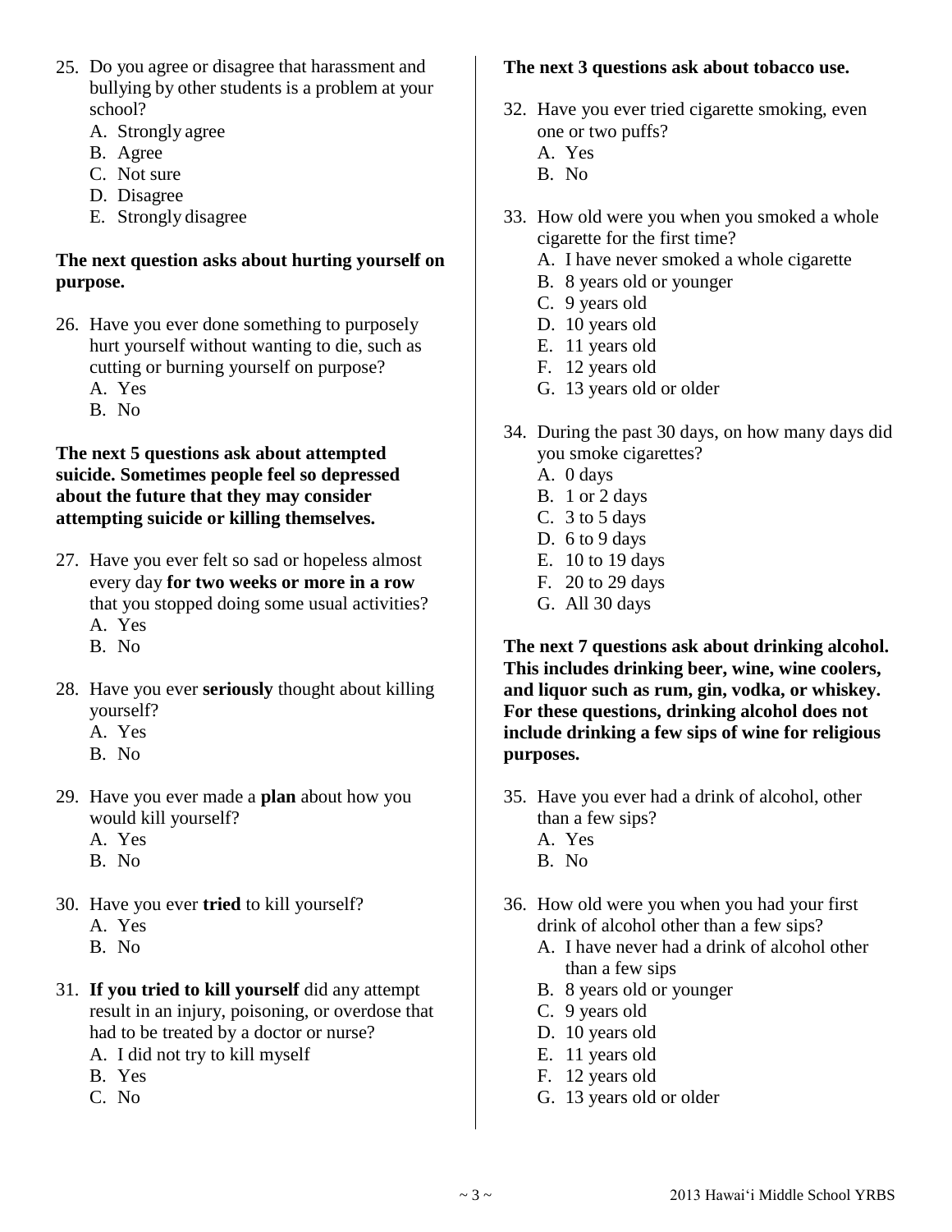25. Do you agree or disagree that harassment and bullying by other students is a problem at your school?
    A. Strongly agree
    B. Agree
    C. Not sure
    D. Disagree
    E. Strongly disagree

**The next question asks about hurting yourself on purpose.**

26. Have you ever done something to purposely hurt yourself without wanting to die, such as cutting or burning yourself on purpose?
    A. Yes
    B. No

**The next 5 questions ask about attempted suicide. Sometimes people feel so depressed about the future that they may consider attempting suicide or killing themselves.**

27. Have you ever felt so sad or hopeless almost every day **for two weeks or more in a row** that you stopped doing some usual activities?
    A. Yes
    B. No

28. Have you ever **seriously** thought about killing yourself?
    A. Yes
    B. No

29. Have you ever made a **plan** about how you would kill yourself?
    A. Yes
    B. No

30. Have you ever **tried** to kill yourself?
    A. Yes
    B. No

31. **If you tried to kill yourself** did any attempt result in an injury, poisoning, or overdose that had to be treated by a doctor or nurse?
    A. I did not try to kill myself
    B. Yes
    C. No

**The next 3 questions ask about tobacco use.**

32. Have you ever tried cigarette smoking, even one or two puffs?
    A. Yes
    B. No

33. How old were you when you smoked a whole cigarette for the first time?
    A. I have never smoked a whole cigarette
    B. 8 years old or younger
    C. 9 years old
    D. 10 years old
    E. 11 years old
    F. 12 years old
    G. 13 years old or older

34. During the past 30 days, on how many days did you smoke cigarettes?
    A. 0 days
    B. 1 or 2 days
    C. 3 to 5 days
    D. 6 to 9 days
    E. 10 to 19 days
    F. 20 to 29 days
    G. All 30 days

**The next 7 questions ask about drinking alcohol. This includes drinking beer, wine, wine coolers, and liquor such as rum, gin, vodka, or whiskey. For these questions, drinking alcohol does not include drinking a few sips of wine for religious purposes.**

35. Have you ever had a drink of alcohol, other than a few sips?
    A. Yes
    B. No

36. How old were you when you had your first drink of alcohol other than a few sips?
    A. I have never had a drink of alcohol other than a few sips
    B. 8 years old or younger
    C. 9 years old
    D. 10 years old
    E. 11 years old
    F. 12 years old
    G. 13 years old or older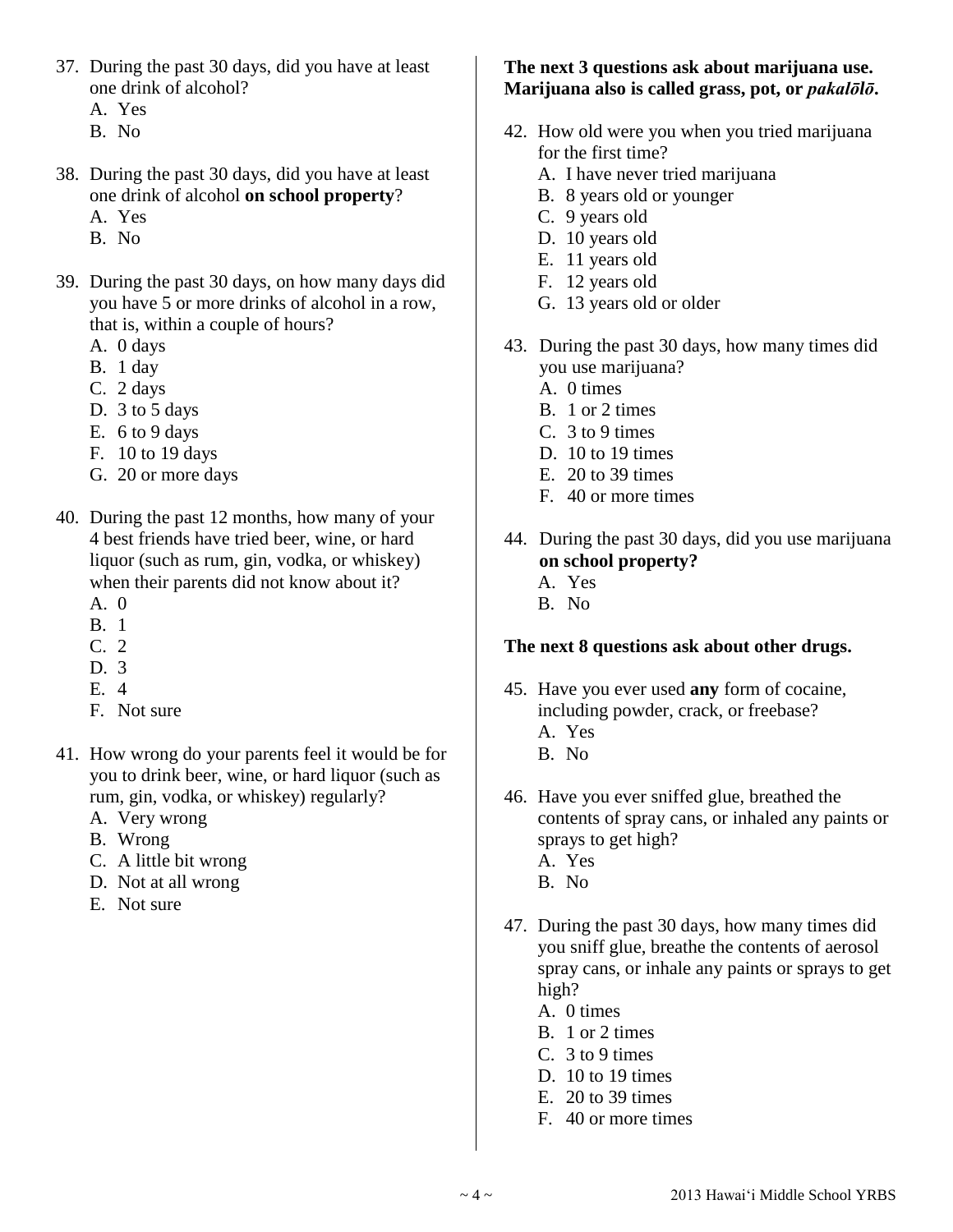37. During the past 30 days, did you have at least one drink of alcohol?
    A. Yes
    B. No

38. During the past 30 days, did you have at least one drink of alcohol **on school property**?
    A. Yes
    B. No

39. During the past 30 days, on how many days did you have 5 or more drinks of alcohol in a row, that is, within a couple of hours?
    A. 0 days
    B. 1 day
    C. 2 days
    D. 3 to 5 days
    E. 6 to 9 days
    F. 10 to 19 days
    G. 20 or more days

40. During the past 12 months, how many of your 4 best friends have tried beer, wine, or hard liquor (such as rum, gin, vodka, or whiskey) when their parents did not know about it?
    A. 0
    B. 1
    C. 2
    D. 3
    E. 4
    F. Not sure

41. How wrong do your parents feel it would be for you to drink beer, wine, or hard liquor (such as rum, gin, vodka, or whiskey) regularly?
    A. Very wrong
    B. Wrong
    C. A little bit wrong
    D. Not at all wrong
    E. Not sure

**The next 3 questions ask about marijuana use. Marijuana also is called grass, pot, or *pakalōlō*.**

42. How old were you when you tried marijuana for the first time?
    A. I have never tried marijuana
    B. 8 years old or younger
    C. 9 years old
    D. 10 years old
    E. 11 years old
    F. 12 years old
    G. 13 years old or older

43. During the past 30 days, how many times did you use marijuana?
    A. 0 times
    B. 1 or 2 times
    C. 3 to 9 times
    D. 10 to 19 times
    E. 20 to 39 times
    F. 40 or more times

44. During the past 30 days, did you use marijuana **on school property?**
    A. Yes
    B. No

**The next 8 questions ask about other drugs.**

45. Have you ever used **any** form of cocaine, including powder, crack, or freebase?
    A. Yes
    B. No

46. Have you ever sniffed glue, breathed the contents of spray cans, or inhaled any paints or sprays to get high?
    A. Yes
    B. No

47. During the past 30 days, how many times did you sniff glue, breathe the contents of aerosol spray cans, or inhale any paints or sprays to get high?
    A. 0 times
    B. 1 or 2 times
    C. 3 to 9 times
    D. 10 to 19 times
    E. 20 to 39 times
    F. 40 or more times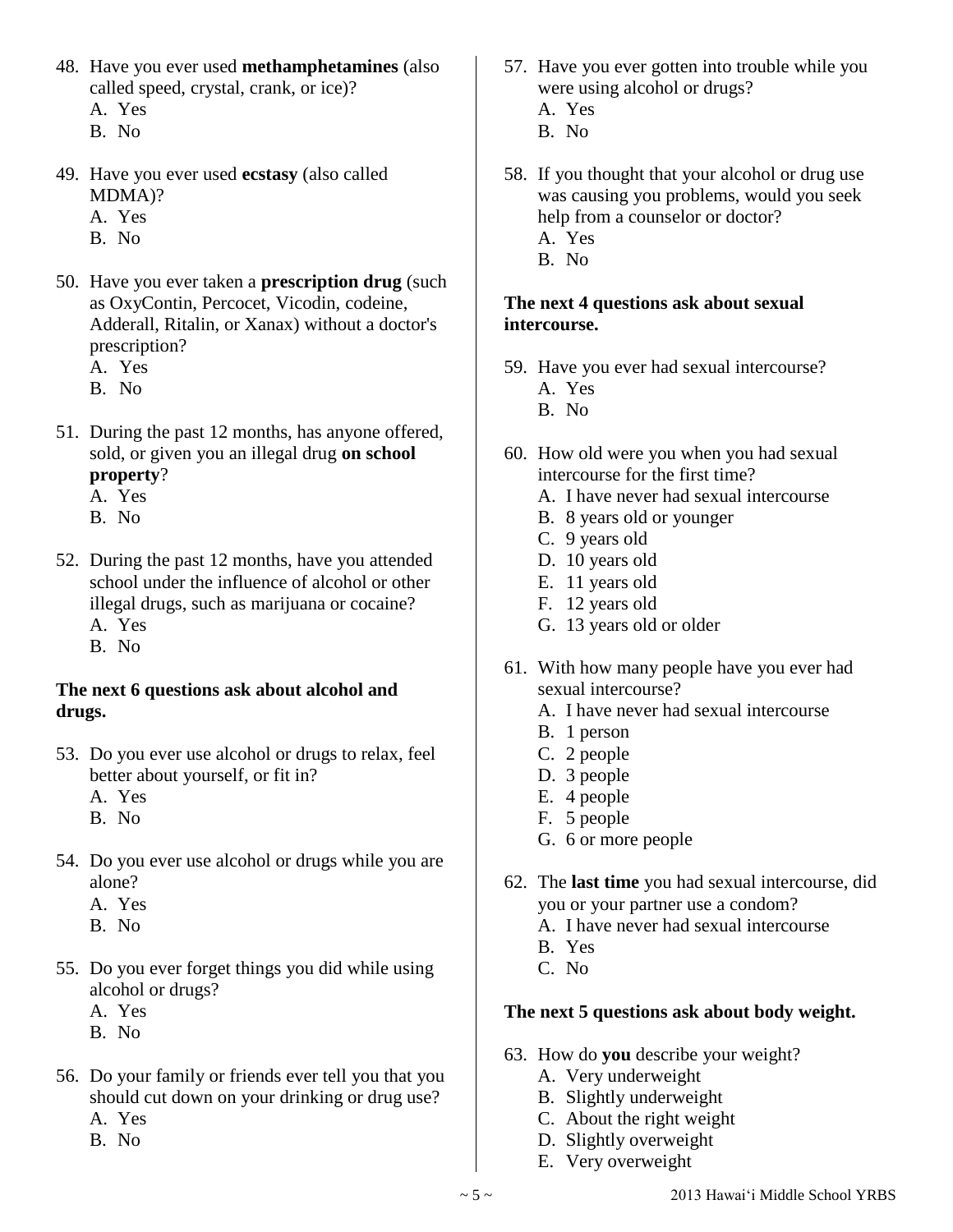48. Have you ever used **methamphetamines** (also called speed, crystal, crank, or ice)?
    A. Yes
    B. No

49. Have you ever used **ecstasy** (also called MDMA)?
    A. Yes
    B. No

50. Have you ever taken a **prescription drug** (such as OxyContin, Percocet, Vicodin, codeine, Adderall, Ritalin, or Xanax) without a doctor's prescription?
    A. Yes
    B. No

51. During the past 12 months, has anyone offered, sold, or given you an illegal drug **on school property**?
    A. Yes
    B. No

52. During the past 12 months, have you attended school under the influence of alcohol or other illegal drugs, such as marijuana or cocaine?
    A. Yes
    B. No

**The next 6 questions ask about alcohol and drugs.**

53. Do you ever use alcohol or drugs to relax, feel better about yourself, or fit in?
    A. Yes
    B. No

54. Do you ever use alcohol or drugs while you are alone?
    A. Yes
    B. No

55. Do you ever forget things you did while using alcohol or drugs?
    A. Yes
    B. No

56. Do your family or friends ever tell you that you should cut down on your drinking or drug use?
    A. Yes
    B. No

57. Have you ever gotten into trouble while you were using alcohol or drugs?
    A. Yes
    B. No

58. If you thought that your alcohol or drug use was causing you problems, would you seek help from a counselor or doctor?
    A. Yes
    B. No

**The next 4 questions ask about sexual intercourse.**

59. Have you ever had sexual intercourse?
    A. Yes
    B. No

60. How old were you when you had sexual intercourse for the first time?
    A. I have never had sexual intercourse
    B. 8 years old or younger
    C. 9 years old
    D. 10 years old
    E. 11 years old
    F. 12 years old
    G. 13 years old or older

61. With how many people have you ever had sexual intercourse?
    A. I have never had sexual intercourse
    B. 1 person
    C. 2 people
    D. 3 people
    E. 4 people
    F. 5 people
    G. 6 or more people

62. The **last time** you had sexual intercourse, did you or your partner use a condom?
    A. I have never had sexual intercourse
    B. Yes
    C. No

**The next 5 questions ask about body weight.**

63. How do **you** describe your weight?
    A. Very underweight
    B. Slightly underweight
    C. About the right weight
    D. Slightly overweight
    E. Very overweight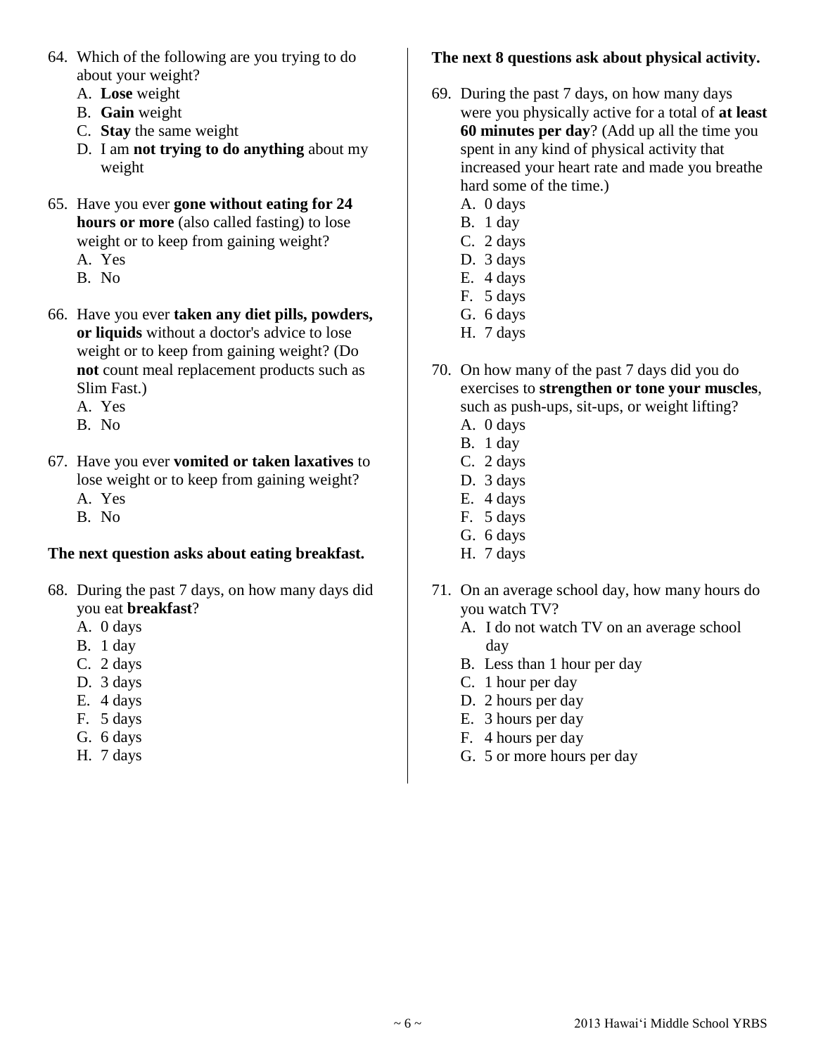64. Which of the following are you trying to do about your weight?
    A. **Lose** weight
    B. **Gain** weight
    C. **Stay** the same weight
    D. I am **not trying to do anything** about my weight

65. Have you ever **gone without eating for 24 hours or more** (also called fasting) to lose weight or to keep from gaining weight?
    A. Yes
    B. No

66. Have you ever **taken any diet pills, powders, or liquids** without a doctor's advice to lose weight or to keep from gaining weight? (Do **not** count meal replacement products such as Slim Fast.)
    A. Yes
    B. No

67. Have you ever **vomited or taken laxatives** to lose weight or to keep from gaining weight?
    A. Yes
    B. No

**The next question asks about eating breakfast.**

68. During the past 7 days, on how many days did you eat **breakfast**?
    A. 0 days
    B. 1 day
    C. 2 days
    D. 3 days
    E. 4 days
    F. 5 days
    G. 6 days
    H. 7 days

**The next 8 questions ask about physical activity.**

69. During the past 7 days, on how many days were you physically active for a total of **at least 60 minutes per day**? (Add up all the time you spent in any kind of physical activity that increased your heart rate and made you breathe hard some of the time.)
    A. 0 days
    B. 1 day
    C. 2 days
    D. 3 days
    E. 4 days
    F. 5 days
    G. 6 days
    H. 7 days

70. On how many of the past 7 days did you do exercises to **strengthen or tone your muscles**, such as push-ups, sit-ups, or weight lifting?
    A. 0 days
    B. 1 day
    C. 2 days
    D. 3 days
    E. 4 days
    F. 5 days
    G. 6 days
    H. 7 days

71. On an average school day, how many hours do you watch TV?
    A. I do not watch TV on an average school day
    B. Less than 1 hour per day
    C. 1 hour per day
    D. 2 hours per day
    E. 3 hours per day
    F. 4 hours per day
    G. 5 or more hours per day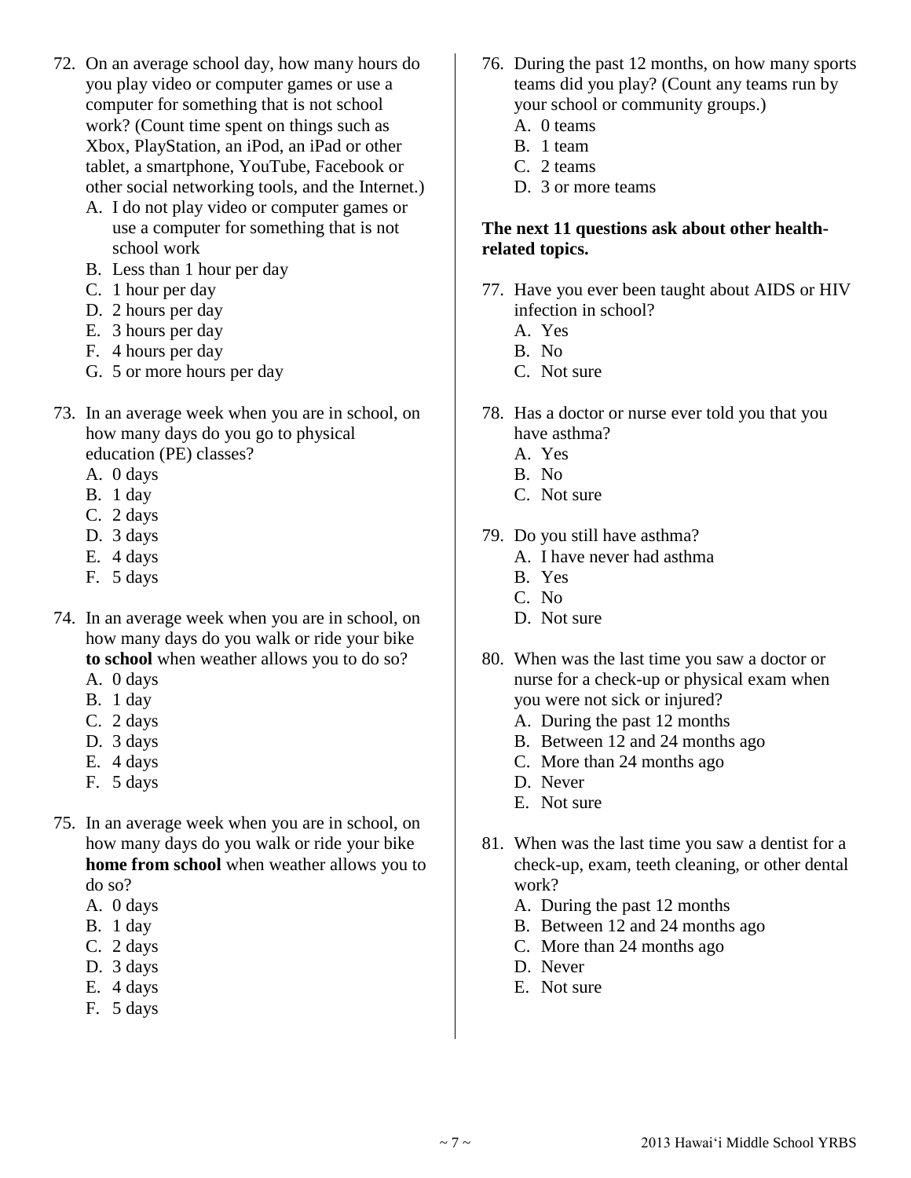72. On an average school day, how many hours do you play video or computer games or use a computer for something that is not school work? (Count time spent on things such as Xbox, PlayStation, an iPod, an iPad or other tablet, a smartphone, YouTube, Facebook or other social networking tools, and the Internet.)
    A. I do not play video or computer games or use a computer for something that is not school work
    B. Less than 1 hour per day
    C. 1 hour per day
    D. 2 hours per day
    E. 3 hours per day
    F. 4 hours per day
    G. 5 or more hours per day

73. In an average week when you are in school, on how many days do you go to physical education (PE) classes?
    A. 0 days
    B. 1 day
    C. 2 days
    D. 3 days
    E. 4 days
    F. 5 days

74. In an average week when you are in school, on how many days do you walk or ride your bike **to school** when weather allows you to do so?
    A. 0 days
    B. 1 day
    C. 2 days
    D. 3 days
    E. 4 days
    F. 5 days

75. In an average week when you are in school, on how many days do you walk or ride your bike **home from school** when weather allows you to do so?
    A. 0 days
    B. 1 day
    C. 2 days
    D. 3 days
    E. 4 days
    F. 5 days

76. During the past 12 months, on how many sports teams did you play? (Count any teams run by your school or community groups.)
    A. 0 teams
    B. 1 team
    C. 2 teams
    D. 3 or more teams

**The next 11 questions ask about other health-related topics.**

77. Have you ever been taught about AIDS or HIV infection in school?
    A. Yes
    B. No
    C. Not sure

78. Has a doctor or nurse ever told you that you have asthma?
    A. Yes
    B. No
    C. Not sure

79. Do you still have asthma?
    A. I have never had asthma
    B. Yes
    C. No
    D. Not sure

80. When was the last time you saw a doctor or nurse for a check-up or physical exam when you were not sick or injured?
    A. During the past 12 months
    B. Between 12 and 24 months ago
    C. More than 24 months ago
    D. Never
    E. Not sure

81. When was the last time you saw a dentist for a check-up, exam, teeth cleaning, or other dental work?
    A. During the past 12 months
    B. Between 12 and 24 months ago
    C. More than 24 months ago
    D. Never
    E. Not sure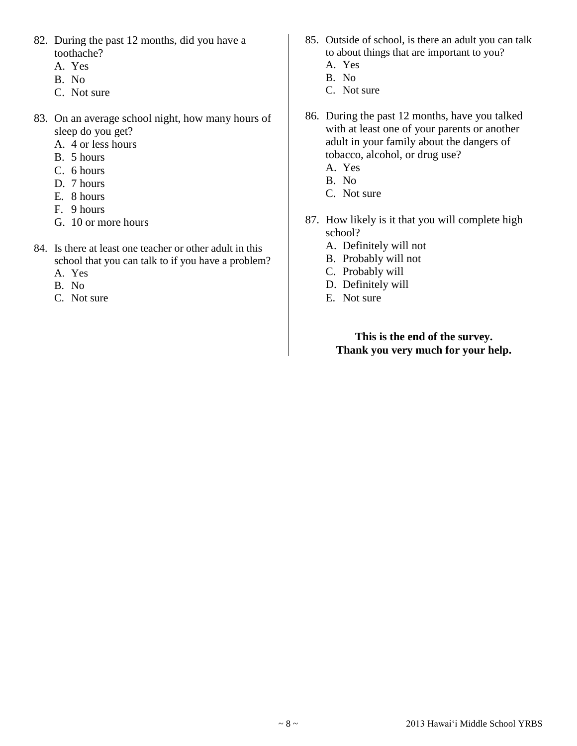82. During the past 12 months, did you have a toothache?
    A. Yes
    B. No
    C. Not sure

83. On an average school night, how many hours of sleep do you get?
    A. 4 or less hours
    B. 5 hours
    C. 6 hours
    D. 7 hours
    E. 8 hours
    F. 9 hours
    G. 10 or more hours

84. Is there at least one teacher or other adult in this school that you can talk to if you have a problem?
    A. Yes
    B. No
    C. Not sure

85. Outside of school, is there an adult you can talk to about things that are important to you?
    A. Yes
    B. No
    C. Not sure

86. During the past 12 months, have you talked with at least one of your parents or another adult in your family about the dangers of tobacco, alcohol, or drug use?
    A. Yes
    B. No
    C. Not sure

87. How likely is it that you will complete high school?
    A. Definitely will not
    B. Probably will not
    C. Probably will
    D. Definitely will
    E. Not sure

**This is the end of the survey.**
**Thank you very much for your help.**